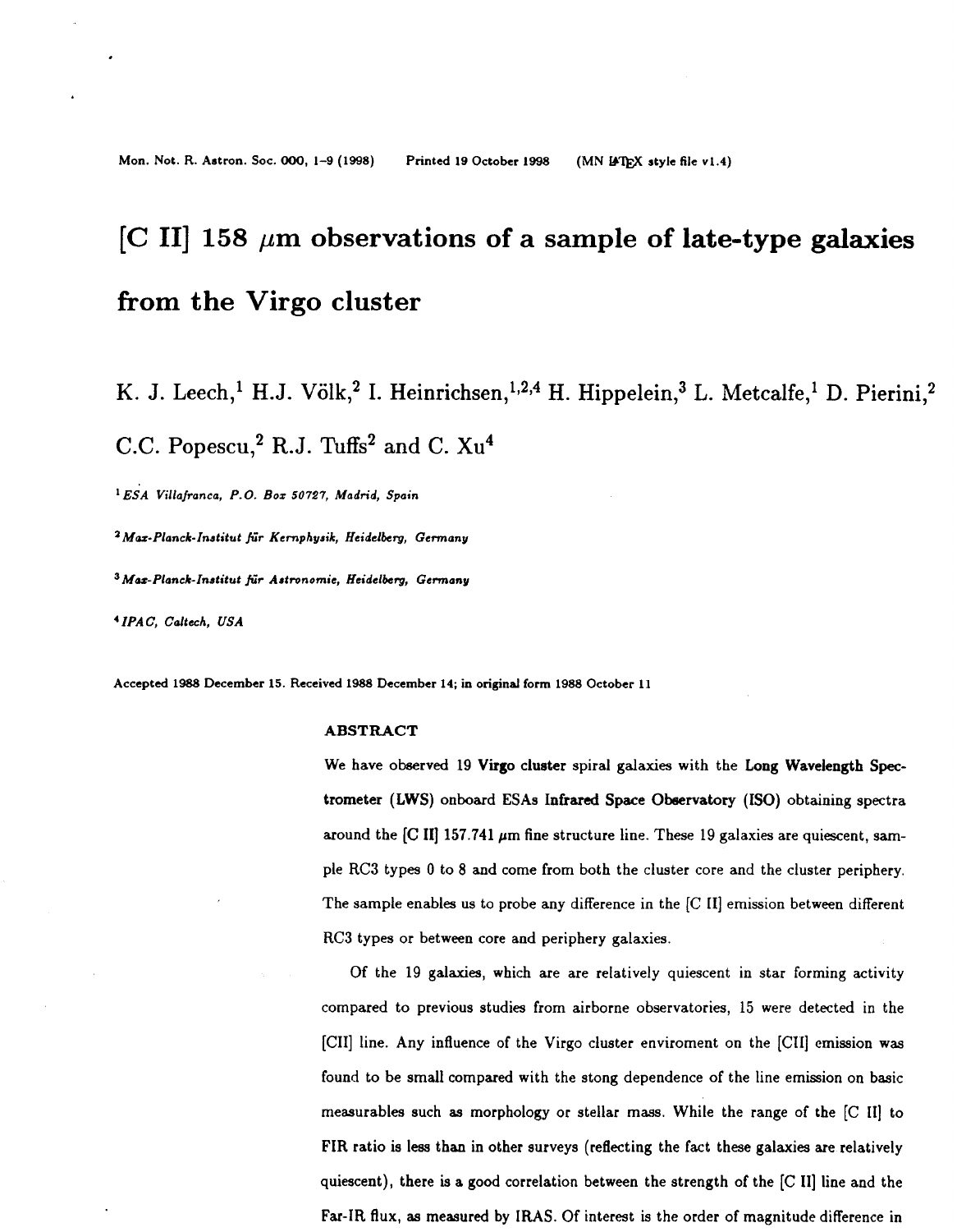# [C II] 158 $\mu$m observations of a sample of late-type galaxies from the Virgo cluster

K. J. Leech,[1] H.J. Völk,[2] I. Heinrichsen,[1,2,4] H. Hippelein,[3] L. Metcalfe,[1] D. Pierini,[2] C.C. Popescu,[2] R.J. Tuffs[2] and C. Xu[4]

[1] *ESA Villafranca, P.O. Box 50727, Madrid, Spain*

[2] *Max-Planck-Institut für Kernphysik, Heidelberg, Germany*

[3] *Max-Planck-Institut für Astronomie, Heidelberg, Germany*

[4] *IPAC, Caltech, USA*

Accepted 1988 December 15. Received 1988 December 14; in original form 1988 October 11

## ABSTRACT

We have observed 19 **Virgo cluster** spiral galaxies with the **Long Wavelength Spectrometer (LWS)** onboard ESAs **Infrared Space Observatory** (ISO) obtaining spectra around the [C II] 157.741 $\mu$m fine structure line. These 19 galaxies are quiescent, sample RC3 types 0 to 8 and come from both the cluster core and the cluster periphery. The sample enables us to probe any difference in the [C II] emission between different RC3 types or between core and periphery galaxies.

Of the 19 galaxies, which are are relatively quiescent in star forming activity compared to previous studies from airborne observatories, 15 were detected in the [CII] line. Any influence of the Virgo cluster enviroment on the [CII] emission was found to be small compared with the stong dependence of the line emission on basic measurables such as morphology or stellar mass. While the range of the [C II] to FIR ratio is less than in other surveys (reflecting the fact these galaxies are relatively quiescent), there is a good correlation between the strength of the [C II] line and the Far-IR flux, as measured by IRAS. Of interest is the order of magnitude difference in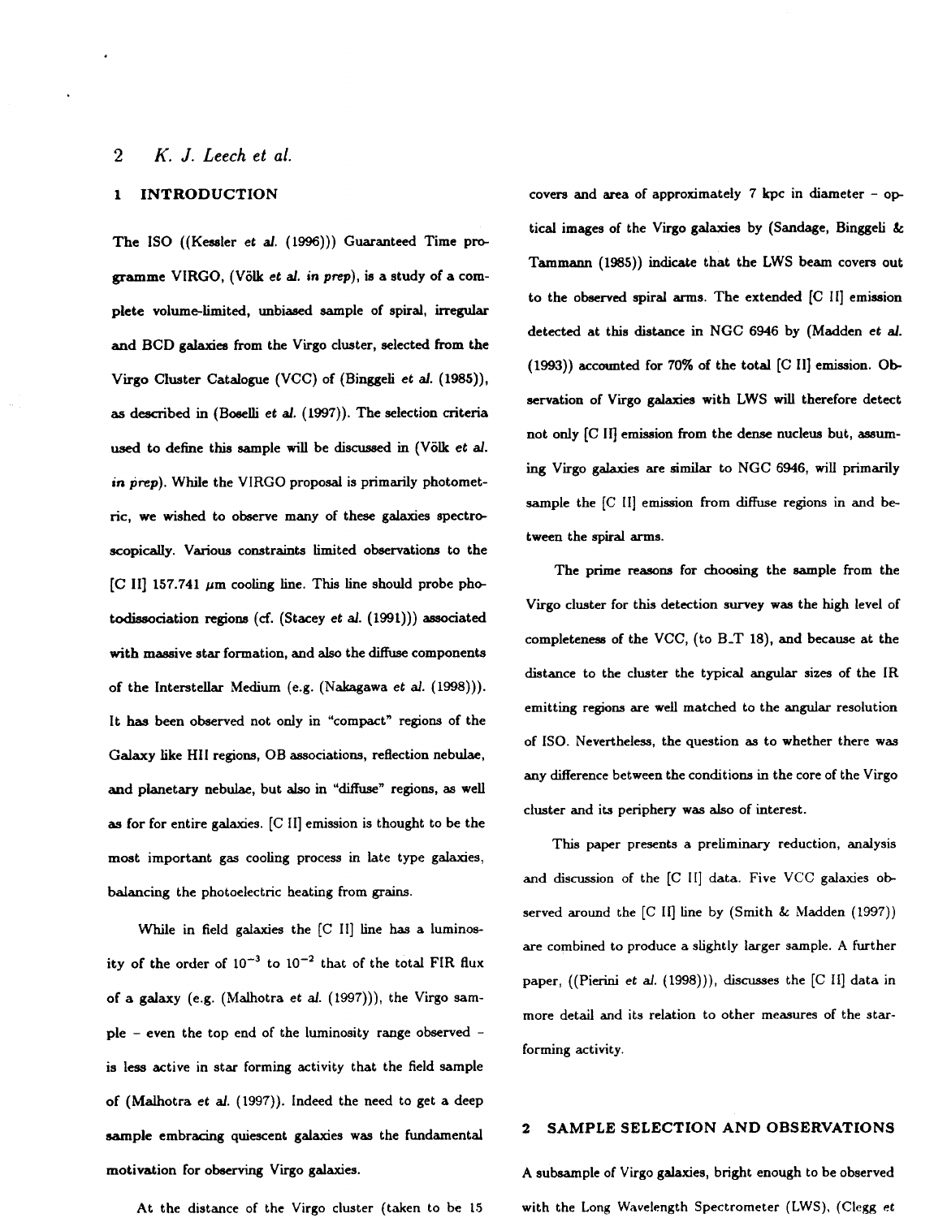## 1 INTRODUCTION

The ISO ((Kessler *et al.* (1996))) Guaranteed Time programme VIRGO, (Völk *et al. in prep*), is a study of a complete volume-limited, unbiased sample of spiral, irregular and BCD galaxies from the Virgo cluster, selected from the Virgo Cluster Catalogue (VCC) of (Binggeli *et al.* (1985)), as described in (Boselli *et al.* (1997)). The selection criteria used to define this sample will be discussed in (Völk *et al. in prep*). While the VIRGO proposal is primarily photometric, we wished to observe many of these galaxies spectroscopically. Various constraints limited observations to the [C II] 157.741 $\mu$m cooling line. This line should probe photodissociation regions (cf. (Stacey *et al.* (1991))) associated with massive star formation, and also the diffuse components of the Interstellar Medium (e.g. (Nakagawa *et al.* (1998))). It has been observed not only in "compact" regions of the Galaxy like HII regions, OB associations, reflection nebulae, and planetary nebulae, but also in "diffuse" regions, as well as for for entire galaxies. [C II] emission is thought to be the most important gas cooling process in late type galaxies, balancing the photoelectric heating from grains.

While in field galaxies the [C II] line has a luminosity of the order of $10^{-3}$ to $10^{-2}$ that of the total FIR flux of a galaxy (e.g. (Malhotra *et al.* (1997))), the Virgo sample – even the top end of the luminosity range observed – is less active in star forming activity that the field sample of (Malhotra *et al.* (1997)). Indeed the need to get a deep sample embracing quiescent galaxies was the fundamental motivation for observing Virgo galaxies.

At the distance of the Virgo cluster (taken to be 15 covers and area of approximately 7 kpc in diameter – optical images of the Virgo galaxies by (Sandage, Binggeli & Tammann (1985)) indicate that the LWS beam covers out to the observed spiral arms. The extended [C II] emission detected at this distance in NGC 6946 by (Madden *et al.* (1993)) accounted for 70% of the total [C II] emission. Observation of Virgo galaxies with LWS will therefore detect not only [C II] emission from the dense nucleus but, assuming Virgo galaxies are similar to NGC 6946, will primarily sample the [C II] emission from diffuse regions in and between the spiral arms.

The prime reasons for choosing the sample from the Virgo cluster for this detection survey was the high level of completeness of the VCC, (to B_T 18), and because at the distance to the cluster the typical angular sizes of the IR emitting regions are well matched to the angular resolution of ISO. Nevertheless, the question as to whether there was any difference between the conditions in the core of the Virgo cluster and its periphery was also of interest.

This paper presents a preliminary reduction, analysis and discussion of the [C II] data. Five VCC galaxies observed around the [C II] line by (Smith & Madden (1997)) are combined to produce a slightly larger sample. A further paper, ((Pierini *et al.* (1998))), discusses the [C II] data in more detail and its relation to other measures of the star-forming activity.

## 2 SAMPLE SELECTION AND OBSERVATIONS

A subsample of Virgo galaxies, bright enough to be observed with the Long Wavelength Spectrometer (LWS), (Clegg *et*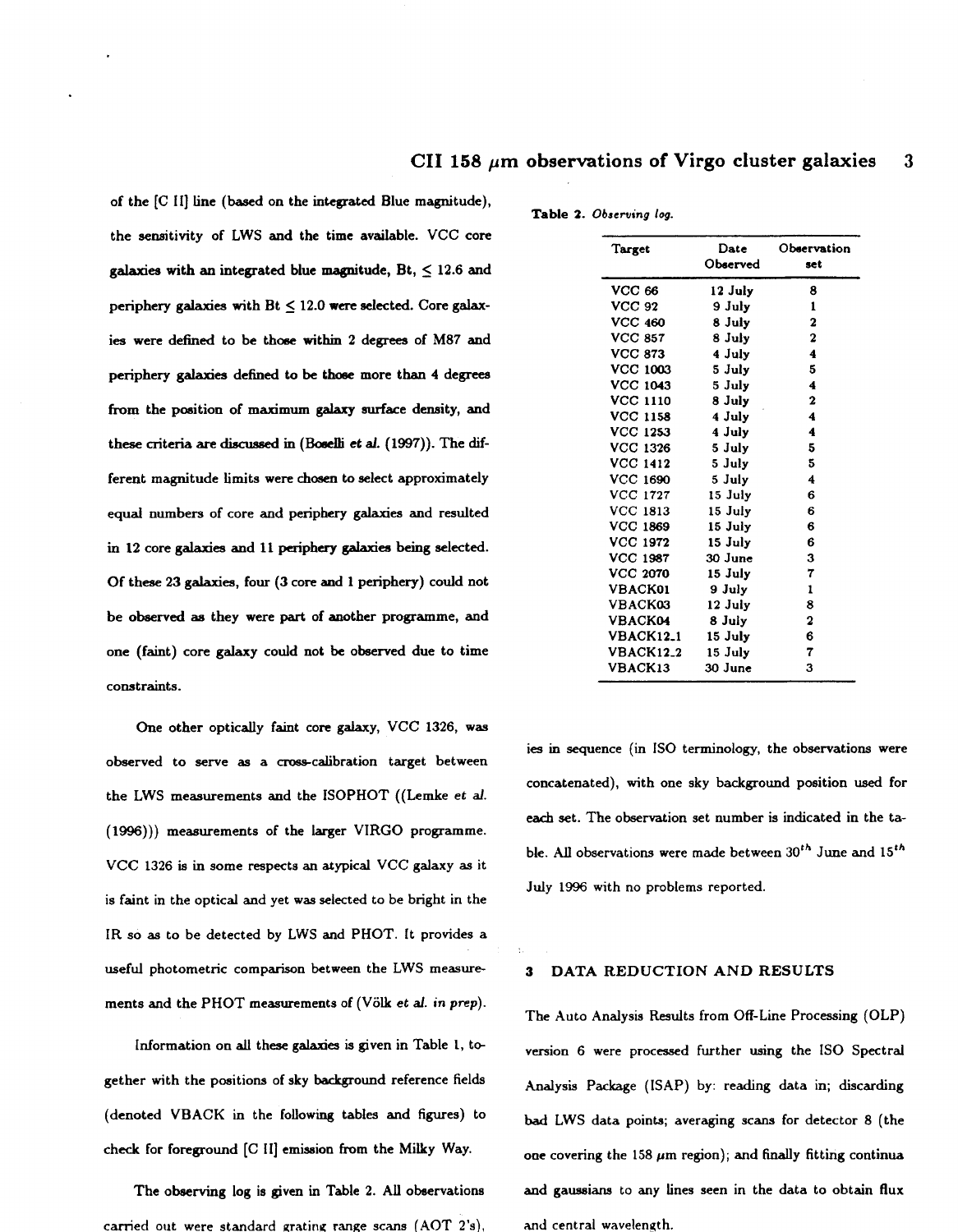of the [C II] line (based on the integrated Blue magnitude), the sensitivity of LWS and the time available. VCC core galaxies with an integrated blue magnitude, Bt, $\leq$ 12.6 and periphery galaxies with Bt $\leq$ 12.0 were selected. Core galaxies were defined to be those within 2 degrees of M87 and periphery galaxies defined to be those more than 4 degrees from the position of maximum galaxy surface density, and these criteria are discussed in (Boselli *et al.* (1997)). The different magnitude limits were chosen to select approximately equal numbers of core and periphery galaxies and resulted in 12 core galaxies and 11 periphery galaxies being selected. Of these 23 galaxies, four (3 core and 1 periphery) could not be observed as they were part of another programme, and one (faint) core galaxy could not be observed due to time constraints.

One other optically faint core galaxy, VCC 1326, was observed to serve as a cross-calibration target between the LWS measurements and the ISOPHOT ((Lemke *et al.* (1996))) measurements of the larger VIRGO programme. VCC 1326 is in some respects an atypical VCC galaxy as it is faint in the optical and yet was selected to be bright in the IR so as to be detected by LWS and PHOT. It provides a useful photometric comparison between the LWS measurements and the PHOT measurements of (Völk *et al. in prep*).

Information on all these galaxies is given in Table 1, together with the positions of sky background reference fields (denoted VBACK in the following tables and figures) to check for foreground [C II] emission from the Milky Way.

The observing log is given in Table 2. All observations carried out were standard grating range scans (AOT 2's), of galaxies in sequence (in ISO terminology, the observations were concatenated), with one sky background position used for each set. The observation set number is indicated in the table. All observations were made between $30^{th}$ June and $15^{th}$ July 1996 with no problems reported.

**Table 2.** *Observing log.*

| Target | Date Observed | Observation set |
|---|---|---|
| VCC 66 | 12 July | 8 |
| VCC 92 | 9 July | 1 |
| VCC 460 | 8 July | 2 |
| VCC 857 | 8 July | 2 |
| VCC 873 | 4 July | 4 |
| VCC 1003 | 5 July | 5 |
| VCC 1043 | 5 July | 4 |
| VCC 1110 | 8 July | 2 |
| VCC 1158 | 4 July | 4 |
| VCC 1253 | 4 July | 4 |
| VCC 1326 | 5 July | 5 |
| VCC 1412 | 5 July | 5 |
| VCC 1690 | 5 July | 4 |
| VCC 1727 | 15 July | 6 |
| VCC 1813 | 15 July | 6 |
| VCC 1869 | 15 July | 6 |
| VCC 1972 | 15 July | 6 |
| VCC 1987 | 30 June | 3 |
| VCC 2070 | 15 July | 7 |
| VBACK01 | 9 July | 1 |
| VBACK03 | 12 July | 8 |
| VBACK04 | 8 July | 2 |
| VBACK12_1 | 15 July | 6 |
| VBACK12_2 | 15 July | 7 |
| VBACK13 | 30 June | 3 |

## 3 DATA REDUCTION AND RESULTS

The Auto Analysis Results from Off-Line Processing (OLP) version 6 were processed further using the ISO Spectral Analysis Package (ISAP) by: reading data in; discarding bad LWS data points; averaging scans for detector 8 (the one covering the 158 $\mu$m region); and finally fitting continua and gaussians to any lines seen in the data to obtain flux and central wavelength.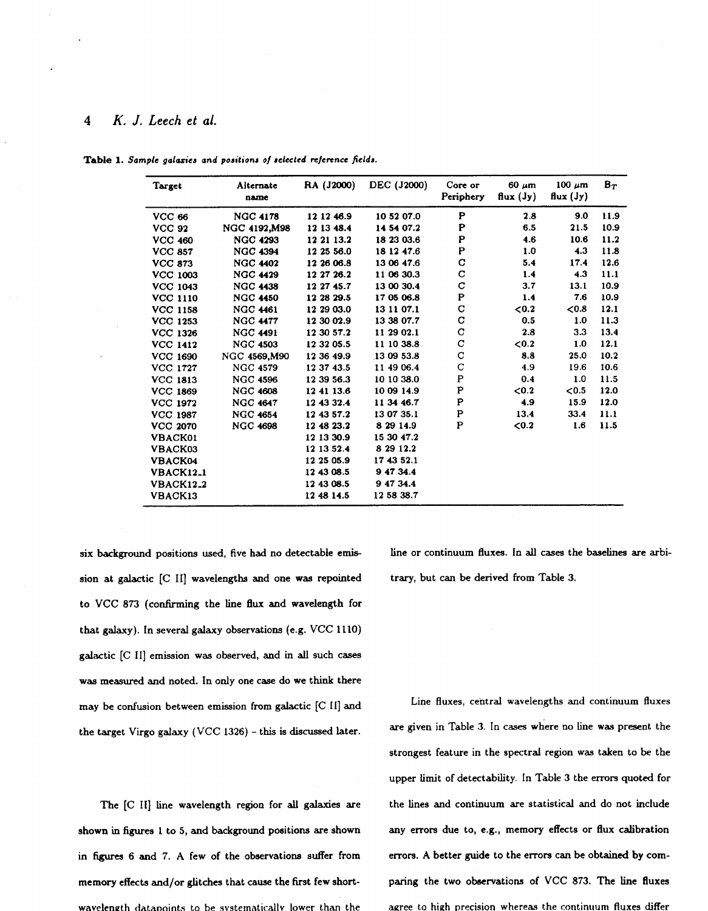**Table 1.** *Sample galaxies and positions of selected reference fields.*

| Target | Alternate name | RA (J2000) | DEC (J2000) | Core or Periphery | 60 μm flux (Jy) | 100 μm flux (Jy) | $B_T$ |
|---|---|---|---|---|---|---|---|
| VCC 66 | NGC 4178 | 12 12 46.9 | 10 52 07.0 | P | 2.8 | 9.0 | 11.9 |
| VCC 92 | NGC 4192,M98 | 12 13 48.4 | 14 54 07.2 | P | 6.5 | 21.5 | 10.9 |
| VCC 460 | NGC 4293 | 12 21 13.2 | 18 23 03.6 | P | 4.6 | 10.6 | 11.2 |
| VCC 857 | NGC 4394 | 12 25 56.0 | 18 12 47.6 | P | 1.0 | 4.3 | 11.8 |
| VCC 873 | NGC 4402 | 12 26 06.8 | 13 06 47.6 | C | 5.4 | 17.4 | 12.6 |
| VCC 1003 | NGC 4429 | 12 27 26.2 | 11 06 30.3 | C | 1.4 | 4.3 | 11.1 |
| VCC 1043 | NGC 4438 | 12 27 45.7 | 13 00 30.4 | C | 3.7 | 13.1 | 10.9 |
| VCC 1110 | NGC 4450 | 12 28 29.5 | 17 05 06.8 | P | 1.4 | 7.6 | 10.9 |
| VCC 1158 | NGC 4461 | 12 29 03.0 | 13 11 07.1 | C | <0.2 | <0.8 | 12.1 |
| VCC 1253 | NGC 4477 | 12 30 02.9 | 13 38 07.7 | C | 0.5 | 1.0 | 11.3 |
| VCC 1326 | NGC 4491 | 12 30 57.2 | 11 29 02.1 | C | 2.8 | 3.3 | 13.4 |
| VCC 1412 | NGC 4503 | 12 32 05.5 | 11 10 38.8 | C | <0.2 | 1.0 | 12.1 |
| VCC 1690 | NGC 4569,M90 | 12 36 49.9 | 13 09 53.8 | C | 8.8 | 25.0 | 10.2 |
| VCC 1727 | NGC 4579 | 12 37 43.5 | 11 49 06.4 | C | 4.9 | 19.6 | 10.6 |
| VCC 1813 | NGC 4596 | 12 39 56.3 | 10 10 38.0 | P | 0.4 | 1.0 | 11.5 |
| VCC 1869 | NGC 4608 | 12 41 13.6 | 10 09 14.9 | P | <0.2 | <0.5 | 12.0 |
| VCC 1972 | NGC 4647 | 12 43 32.4 | 11 34 46.7 | P | 4.9 | 15.9 | 12.0 |
| VCC 1987 | NGC 4654 | 12 43 57.2 | 13 07 35.1 | P | 13.4 | 33.4 | 11.1 |
| VCC 2070 | NGC 4698 | 12 48 23.2 | 8 29 14.9 | P | <0.2 | 1.6 | 11.5 |
| VBACK01 | | 12 13 30.9 | 15 30 47.2 | | | | |
| VBACK03 | | 12 13 52.4 | 8 29 12.2 | | | | |
| VBACK04 | | 12 25 05.9 | 17 43 52.1 | | | | |
| VBACK12_1 | | 12 43 08.5 | 9 47 34.4 | | | | |
| VBACK12_2 | | 12 43 08.5 | 9 47 34.4 | | | | |
| VBACK13 | | 12 48 14.5 | 12 58 38.7 | | | | |

six background positions used, five had no detectable emission at galactic [C II] wavelengths and one was repointed to VCC 873 (confirming the line flux and wavelength for that galaxy). In several galaxy observations (e.g. VCC 1110) galactic [C II] emission was observed, and in all such cases was measured and noted. In only one case do we think there may be confusion between emission from galactic [C II] and the target Virgo galaxy (VCC 1326) - this is discussed later.

The [C II] line wavelength region for all galaxies are shown in figures 1 to 5, and background positions are shown in figures 6 and 7. A few of the observations suffer from memory effects and/or glitches that cause the first few short-wavelength datapoints to be systematically lower than the line or continuum fluxes. In all cases the baselines are arbitrary, but can be derived from Table 3.

Line fluxes, central wavelengths and continuum fluxes are given in Table 3. In cases where no line was present the strongest feature in the spectral region was taken to be the upper limit of detectability. In Table 3 the errors quoted for the lines and continuum are statistical and do not include any errors due to, e.g., memory effects or flux calibration errors. A better guide to the errors can be obtained by comparing the two observations of VCC 873. The line fluxes agree to high precision whereas the continuum fluxes differ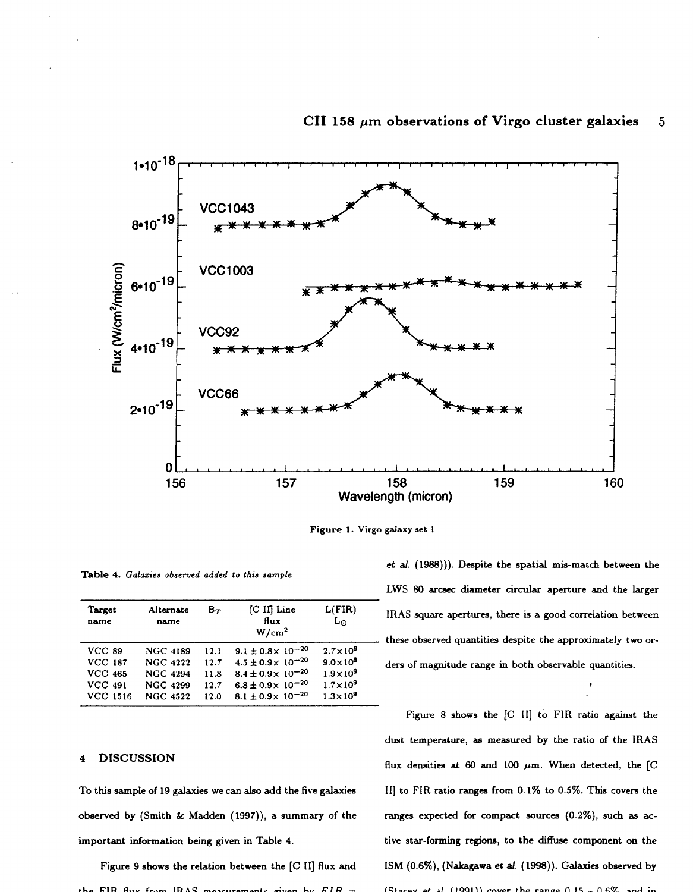Figure 1. Virgo galaxy set 1

**Table 4.** *Galaxies observed added to this sample*

| Target name | Alternate name | $B_T$ | [C II] Line flux W/cm$^2$ | L(FIR) $L_\odot$ |
|---|---|---|---|---|
| VCC 89 | NGC 4189 | 12.1 | $9.1 \pm 0.8 \times 10^{-20}$ | $2.7\times10^{9}$ |
| VCC 187 | NGC 4222 | 12.7 | $4.5 \pm 0.9 \times 10^{-20}$ | $9.0\times10^{8}$ |
| VCC 465 | NGC 4294 | 11.8 | $8.4 \pm 0.9 \times 10^{-20}$ | $1.9\times10^{9}$ |
| VCC 491 | NGC 4299 | 12.7 | $6.8 \pm 0.9 \times 10^{-20}$ | $1.7\times10^{9}$ |
| VCC 1516 | NGC 4522 | 12.0 | $8.1 \pm 0.9 \times 10^{-20}$ | $1.3\times10^{9}$ |

## 4 DISCUSSION

To this sample of 19 galaxies we can also add the five galaxies observed by (Smith & Madden (1997)), a summary of the important information being given in Table 4.

Figure 9 shows the relation between the [C II] flux and the FIR flux from IRAS measurements given by $FIR =$ ... *et al.* (1988))). Despite the spatial mis-match between the LWS 80 arcsec diameter circular aperture and the larger IRAS square apertures, there is a good correlation between these observed quantities despite the approximately two orders of magnitude range in both observable quantities.

Figure 8 shows the [C II] to FIR ratio against the dust temperature, as measured by the ratio of the IRAS flux densities at 60 and 100 $\mu$m. When detected, the [C II] to FIR ratio ranges from 0.1% to 0.5%. This covers the ranges expected for compact sources (0.2%), such as active star-forming regions, to the diffuse component on the ISM (0.6%), (Nakagawa *et al.* (1998)). Galaxies observed by (Stacey *et al.* (1991)) cover the range 0.15 - 0.6%, and in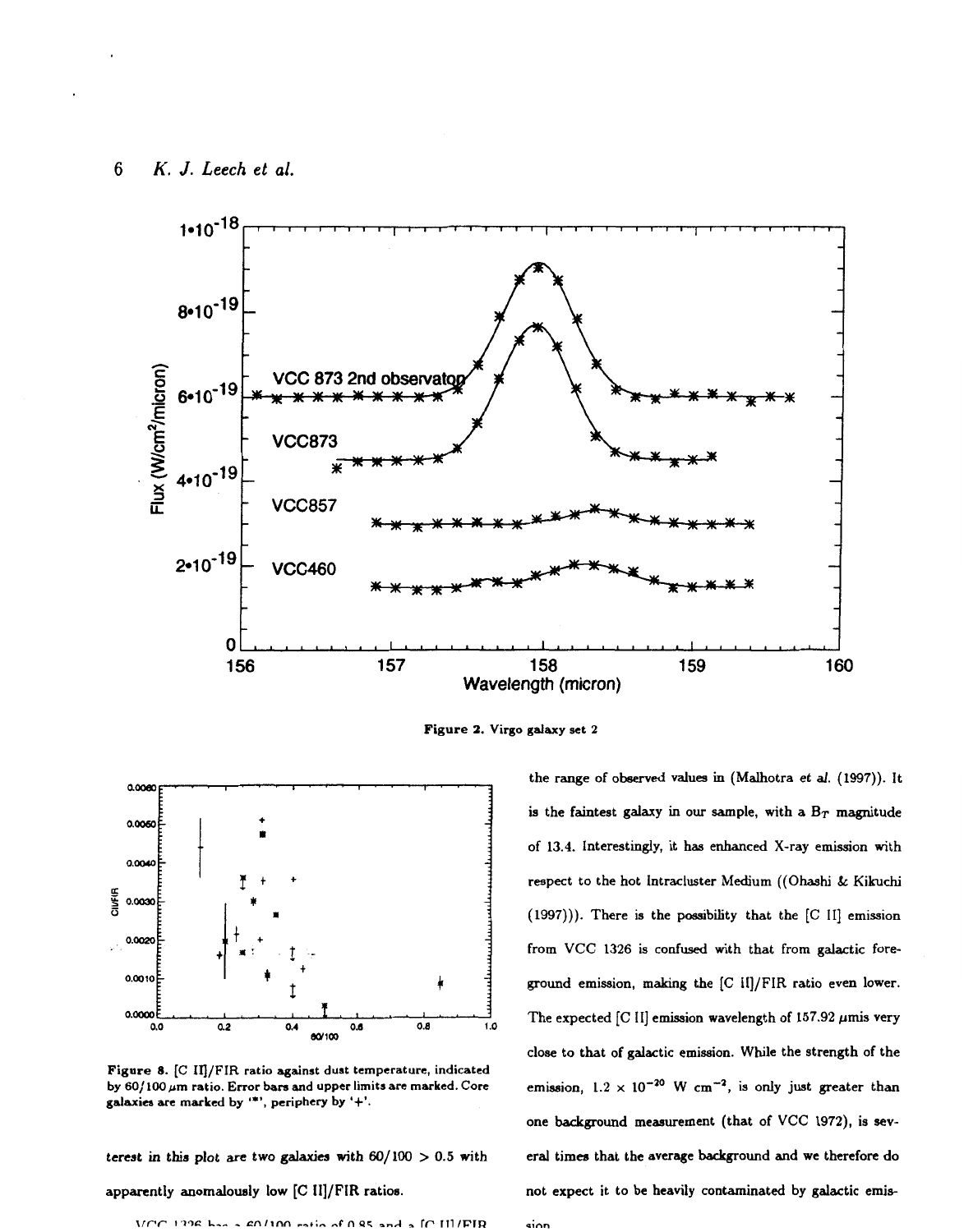Figure 2. Virgo galaxy set 2

Figure 8. [C II]/FIR ratio against dust temperature, indicated by 60/100 $\mu$m ratio. Error bars and upper limits are marked. Core galaxies are marked by '*', periphery by '+'.

terest in this plot are two galaxies with 60/100 > 0.5 with apparently anomalously low [C II]/FIR ratios.

VCC 1326 has a 60/100 ratio of 0.85 and a [C II]/FIR

the range of observed values in (Malhotra *et al.* (1997)). It is the faintest galaxy in our sample, with a $B_T$ magnitude of 13.4. Interestingly, it has enhanced X-ray emission with respect to the hot Intracluster Medium ((Ohashi & Kikuchi (1997))). There is the possibility that the [C II] emission from VCC 1326 is confused with that from galactic foreground emission, making the [C II]/FIR ratio even lower. The expected [C II] emission wavelength of 157.92 $\mu$mis very close to that of galactic emission. While the strength of the emission, $1.2 \times 10^{-20}$ W cm$^{-2}$, is only just greater than one background measurement (that of VCC 1972), is several times that the average background and we therefore do not expect it to be heavily contaminated by galactic emission.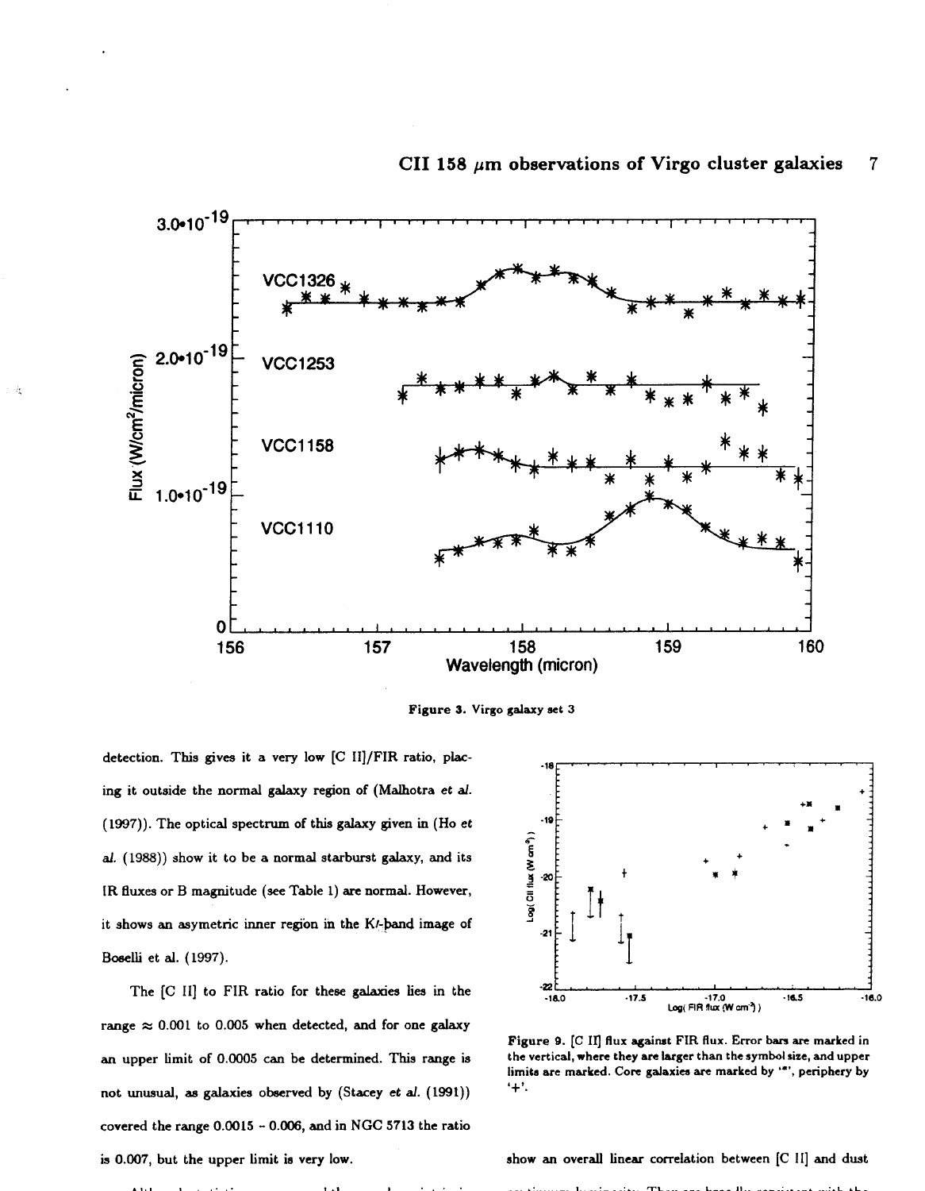Figure 3. Virgo galaxy set 3

detection. This gives it a very low [C II]/FIR ratio, placing it outside the normal galaxy region of (Malhotra *et al.* (1997)). The optical spectrum of this galaxy given in (Ho *et al.* (1988)) show it to be a normal starburst galaxy, and its IR fluxes or B magnitude (see Table 1) are normal. However, it shows an asymetric inner region in the K/-band image of Boselli et al. (1997).

The [C II] to FIR ratio for these galaxies lies in the range $\approx$ 0.001 to 0.005 when detected, and for one galaxy an upper limit of 0.0005 can be determined. This range is not unusual, as galaxies observed by (Stacey *et al.* (1991)) covered the range 0.0015 – 0.006, and in NGC 5713 the ratio is 0.007, but the upper limit is very low.

Figure 9. [C II] flux against FIR flux. Error bars are marked in the vertical, where they are larger than the symbol size, and upper limits are marked. Core galaxies are marked by '*', periphery by '+'.

show an overall linear correlation between [C II] and dust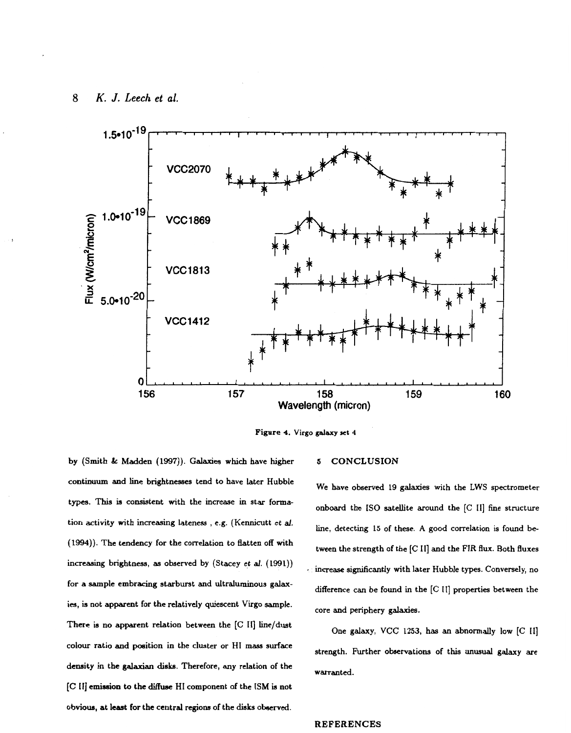Figure 4. Virgo galaxy set 4

by (Smith & Madden (1997)). Galaxies which have higher continuum and line brightnesses tend to have later Hubble types. This is consistent with the increase in star formation activity with increasing lateness , e.g. (Kennicutt *et al.* (1994)). The tendency for the correlation to flatten off with increasing brightness, as observed by (Stacey *et al.* (1991)) for a sample embracing starburst and ultraluminous galaxies, is not apparent for the relatively quiescent Virgo sample. There is no apparent relation between the [C II] line/dust colour ratio and position in the cluster or HI mass surface density in the galaxian disks. Therefore, any relation of the [C II] emission to the diffuse HI component of the ISM is not obvious, at least for the central regions of the disks observed.

## 5 CONCLUSION

We have observed 19 galaxies with the LWS spectrometer onboard the ISO satellite around the [C II] fine structure line, detecting 15 of these. A good correlation is found between the strength of the [C II] and the FIR flux. Both fluxes increase significantly with later Hubble types. Conversely, no difference can be found in the [C II] properties between the core and periphery galaxies.

One galaxy, VCC 1253, has an abnormally low [C II] strength. Further observations of this unusual galaxy are warranted.

## REFERENCES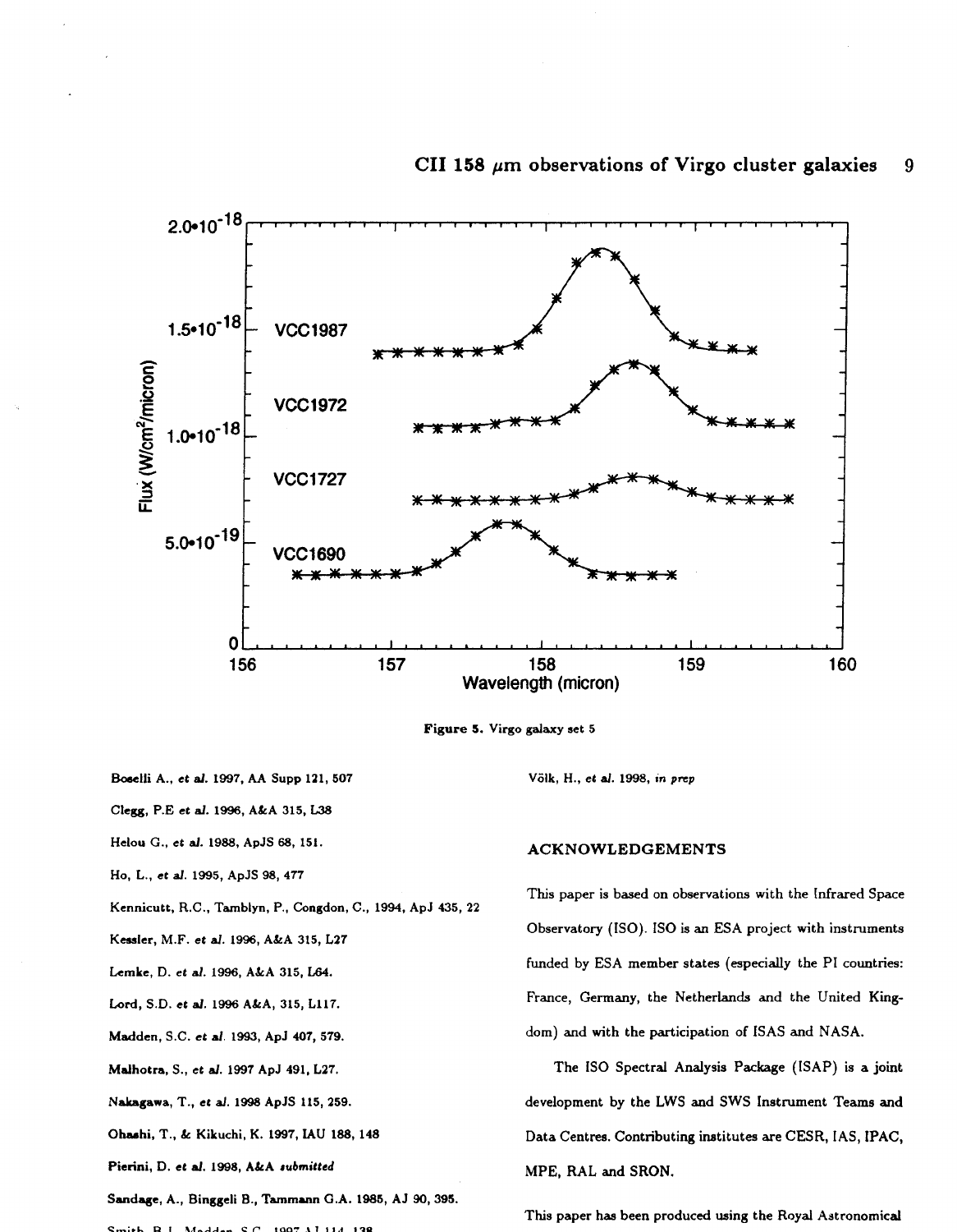Figure 5. Virgo galaxy set 5

Boselli A., *et al.* 1997, AA Supp 121, 507

Clegg, P.E *et al.* 1996, A&A 315, L38

Helou G., *et al.* 1988, ApJS 68, 151.

Ho, L., *et al.* 1995, ApJS 98, 477

Kennicutt, R.C., Tamblyn, P., Congdon, C., 1994, ApJ 435, 22

Kessler, M.F. *et al.* 1996, A&A 315, L27

Lemke, D. *et al.* 1996, A&A 315, L64.

Lord, S.D. *et al.* 1996 A&A, 315, L117.

Madden, S.C. *et al.* 1993, ApJ 407, 579.

Malhotra, S., *et al.* 1997 ApJ 491, L27.

Nakagawa, T., *et al.* 1998 ApJS 115, 259.

Ohashi, T., & Kikuchi, K. 1997, IAU 188, 148

Pierini, D. *et al.* 1998, A&A *submitted*

Sandage, A., Binggeli B., Tammann G.A. 1985, AJ 90, 395.

Smith, B.J., Madden, S.C., 1997 AJ 114, 138

Völk, H., *et al.* 1998, *in prep*

## ACKNOWLEDGEMENTS

This paper is based on observations with the Infrared Space Observatory (ISO). ISO is an ESA project with instruments funded by ESA member states (especially the PI countries: France, Germany, the Netherlands and the United Kingdom) and with the participation of ISAS and NASA.

The ISO Spectral Analysis Package (ISAP) is a joint development by the LWS and SWS Instrument Teams and Data Centres. Contributing institutes are CESR, IAS, IPAC, MPE, RAL and SRON.

This paper has been produced using the Royal Astronomical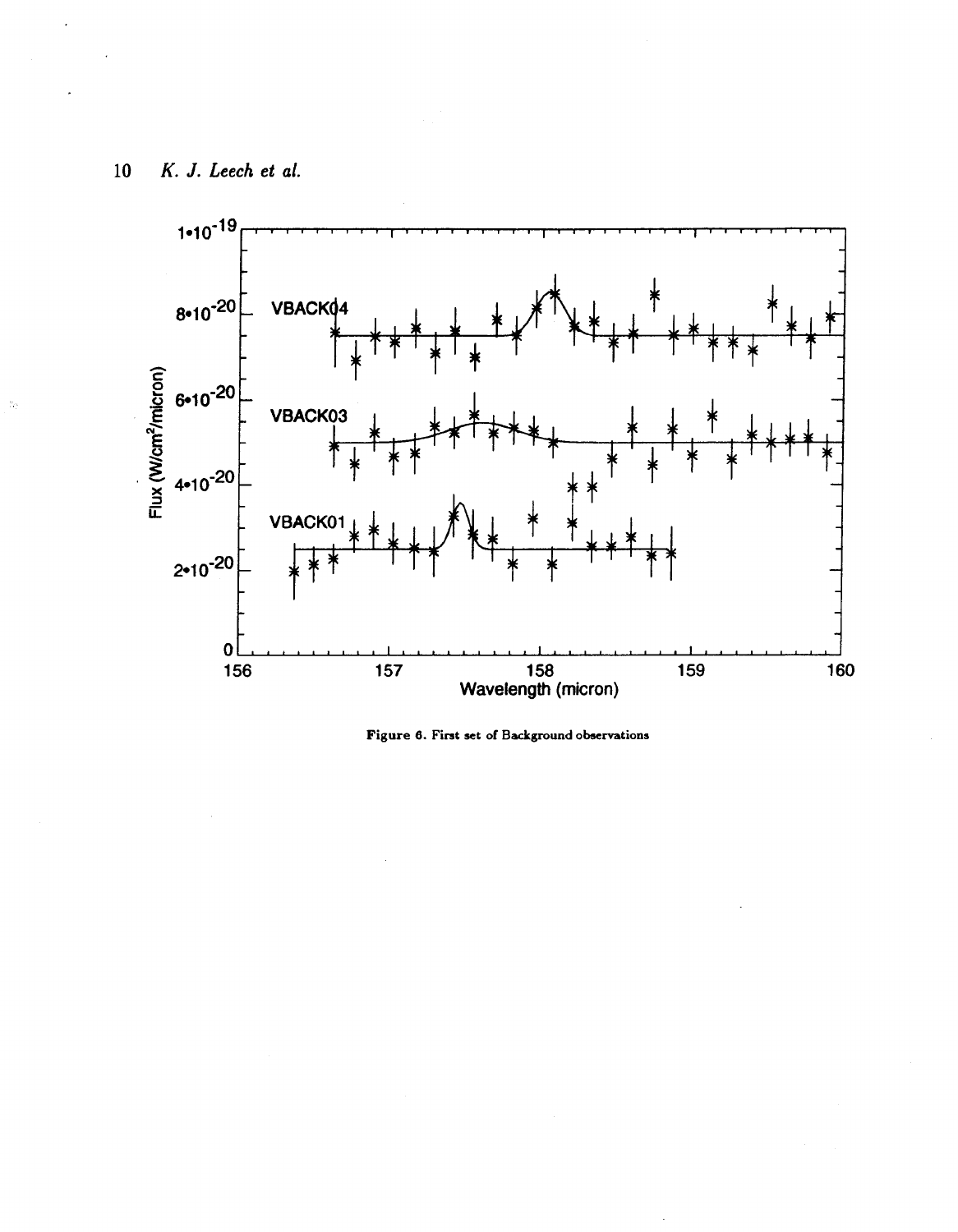Figure 6. First set of Background observations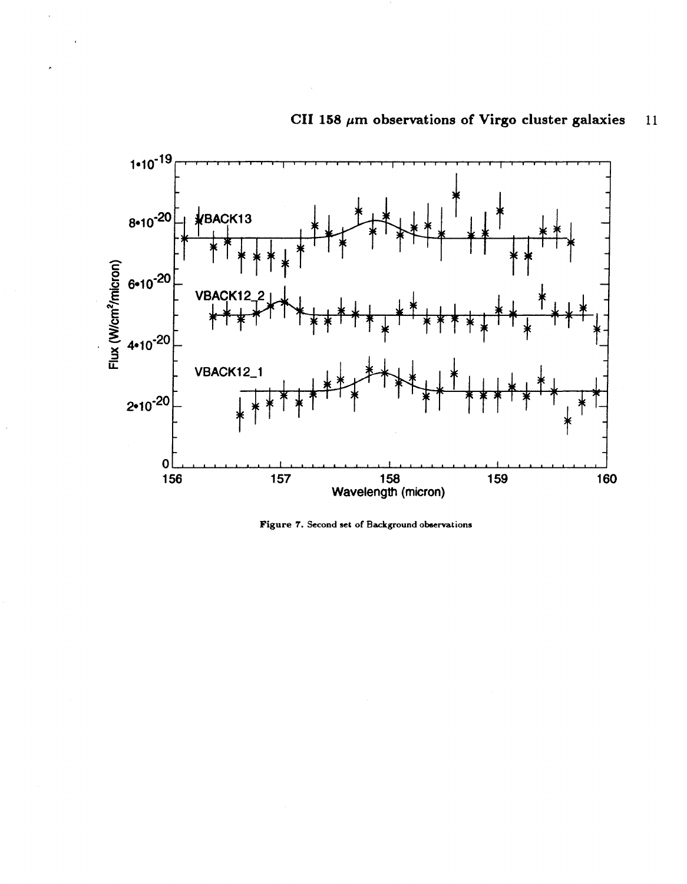Figure 7. Second set of Background observations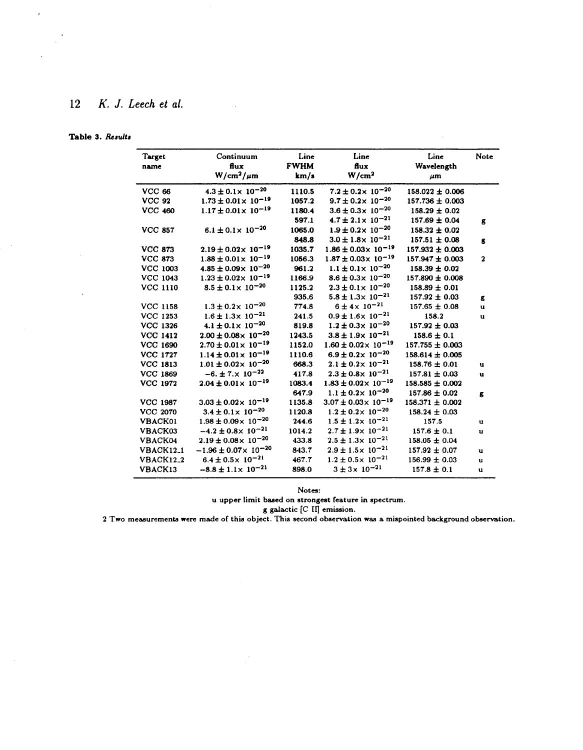**Table 3.** *Results*

| Target name | Continuum flux W/cm$^2$/$\mu$m | Line FWHM km/s | Line flux W/cm$^2$ | Line Wavelength $\mu$m | Note |
|---|---|---|---|---|---|
| VCC 66 | $4.3 \pm 0.1 \times 10^{-20}$ | 1110.5 | $7.2 \pm 0.2 \times 10^{-20}$ | $158.022 \pm 0.006$ | |
| VCC 92 | $1.73 \pm 0.01 \times 10^{-19}$ | 1057.2 | $9.7 \pm 0.2 \times 10^{-20}$ | $157.736 \pm 0.003$ | |
| VCC 460 | $1.17 \pm 0.01 \times 10^{-19}$ | 1180.4 | $3.6 \pm 0.3 \times 10^{-20}$ | $158.29 \pm 0.02$ | |
| | | 597.1 | $4.7 \pm 2.1 \times 10^{-21}$ | $157.69 \pm 0.04$ | g |
| VCC 857 | $6.1 \pm 0.1 \times 10^{-20}$ | 1065.0 | $1.9 \pm 0.2 \times 10^{-20}$ | $158.32 \pm 0.02$ | |
| | | 848.8 | $3.0 \pm 1.8 \times 10^{-21}$ | $157.51 \pm 0.08$ | g |
| VCC 873 | $2.19 \pm 0.02 \times 10^{-19}$ | 1035.7 | $1.86 \pm 0.03 \times 10^{-19}$ | $157.932 \pm 0.003$ | |
| VCC 873 | $1.88 \pm 0.01 \times 10^{-19}$ | 1056.3 | $1.87 \pm 0.03 \times 10^{-19}$ | $157.947 \pm 0.003$ | 2 |
| VCC 1003 | $4.85 \pm 0.09 \times 10^{-20}$ | 961.2 | $1.1 \pm 0.1 \times 10^{-20}$ | $158.39 \pm 0.02$ | |
| VCC 1043 | $1.23 \pm 0.02 \times 10^{-19}$ | 1166.9 | $8.6 \pm 0.3 \times 10^{-20}$ | $157.890 \pm 0.008$ | |
| VCC 1110 | $8.5 \pm 0.1 \times 10^{-20}$ | 1125.2 | $2.3 \pm 0.1 \times 10^{-20}$ | $158.89 \pm 0.01$ | |
| | | 935.6 | $5.8 \pm 1.3 \times 10^{-21}$ | $157.92 \pm 0.03$ | g |
| VCC 1158 | $1.3 \pm 0.2 \times 10^{-20}$ | 774.8 | $6 \pm 4 \times 10^{-21}$ | $157.65 \pm 0.08$ | u |
| VCC 1253 | $1.6 \pm 1.3 \times 10^{-21}$ | 241.5 | $0.9 \pm 1.6 \times 10^{-21}$ | 158.2 | u |
| VCC 1326 | $4.1 \pm 0.1 \times 10^{-20}$ | 819.8 | $1.2 \pm 0.3 \times 10^{-20}$ | $157.92 \pm 0.03$ | |
| VCC 1412 | $2.00 \pm 0.08 \times 10^{-20}$ | 1243.5 | $3.8 \pm 1.9 \times 10^{-21}$ | $158.6 \pm 0.1$ | |
| VCC 1690 | $2.70 \pm 0.01 \times 10^{-19}$ | 1152.0 | $1.60 \pm 0.02 \times 10^{-19}$ | $157.755 \pm 0.003$ | |
| VCC 1727 | $1.14 \pm 0.01 \times 10^{-19}$ | 1110.6 | $6.9 \pm 0.2 \times 10^{-20}$ | $158.614 \pm 0.005$ | |
| VCC 1813 | $1.01 \pm 0.02 \times 10^{-20}$ | 668.3 | $2.1 \pm 0.2 \times 10^{-21}$ | $158.76 \pm 0.01$ | u |
| VCC 1869 | $-6. \pm 7. \times 10^{-22}$ | 417.8 | $2.3 \pm 0.8 \times 10^{-21}$ | $157.81 \pm 0.03$ | u |
| VCC 1972 | $2.04 \pm 0.01 \times 10^{-19}$ | 1083.4 | $1.83 \pm 0.02 \times 10^{-19}$ | $158.585 \pm 0.002$ | |
| | | 647.9 | $1.1 \pm 0.2 \times 10^{-20}$ | $157.86 \pm 0.02$ | g |
| VCC 1987 | $3.03 \pm 0.02 \times 10^{-19}$ | 1135.8 | $3.07 \pm 0.03 \times 10^{-19}$ | $158.371 \pm 0.002$ | |
| VCC 2070 | $3.4 \pm 0.1 \times 10^{-20}$ | 1120.8 | $1.2 \pm 0.2 \times 10^{-20}$ | $158.24 \pm 0.03$ | |
| VBACK01 | $1.98 \pm 0.09 \times 10^{-20}$ | 244.6 | $1.5 \pm 1.2 \times 10^{-21}$ | 157.5 | u |
| VBACK03 | $-4.2 \pm 0.8 \times 10^{-21}$ | 1014.2 | $2.7 \pm 1.9 \times 10^{-21}$ | $157.6 \pm 0.1$ | u |
| VBACK04 | $2.19 \pm 0.08 \times 10^{-20}$ | 433.8 | $2.5 \pm 1.3 \times 10^{-21}$ | $158.05 \pm 0.04$ | |
| VBACK12_1 | $-1.96 \pm 0.07 \times 10^{-20}$ | 843.7 | $2.9 \pm 1.5 \times 10^{-21}$ | $157.92 \pm 0.07$ | u |
| VBACK12_2 | $6.4 \pm 0.5 \times 10^{-21}$ | 467.7 | $1.2 \pm 0.5 \times 10^{-21}$ | $156.99 \pm 0.03$ | u |
| VBACK13 | $-8.8 \pm 1.1 \times 10^{-21}$ | 898.0 | $3 \pm 3 \times 10^{-21}$ | $157.8 \pm 0.1$ | u |

Notes:

u upper limit based on strongest feature in spectrum.

g galactic [C II] emission.

2 Two measurements were made of this object. This second observation was a mispointed background observation.